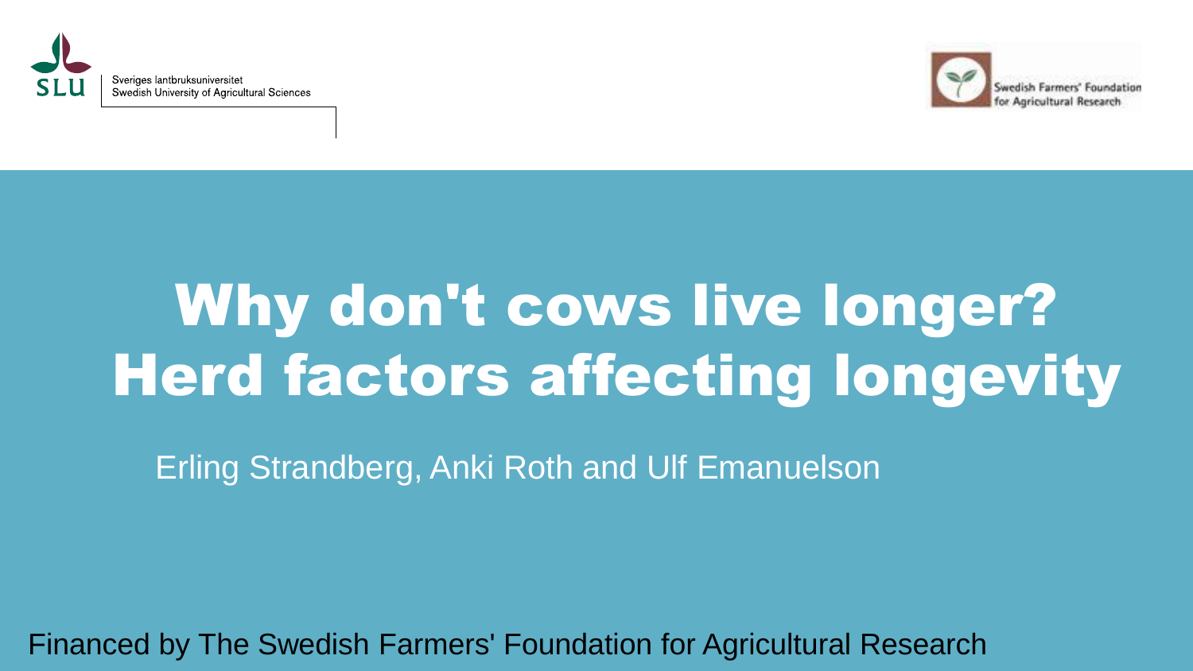Sveriges lantbruksuniversitet
Swedish University of Agricultural Sciences

Swedish Farmers' Foundation for Agricultural Research

# Why don't cows live longer? Herd factors affecting longevity

Erling Strandberg, Anki Roth and Ulf Emanuelson

Financed by The Swedish Farmers' Foundation for Agricultural Research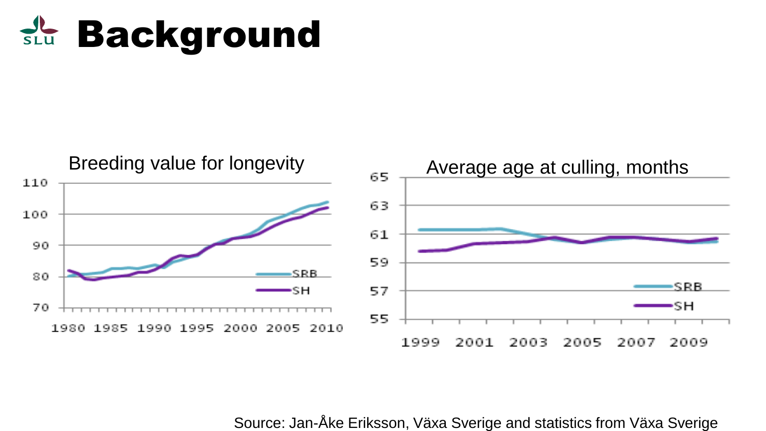# Background

Breeding value for longevity

Average age at culling, months

Source: Jan-Åke Eriksson, Växa Sverige and statistics from Växa Sverige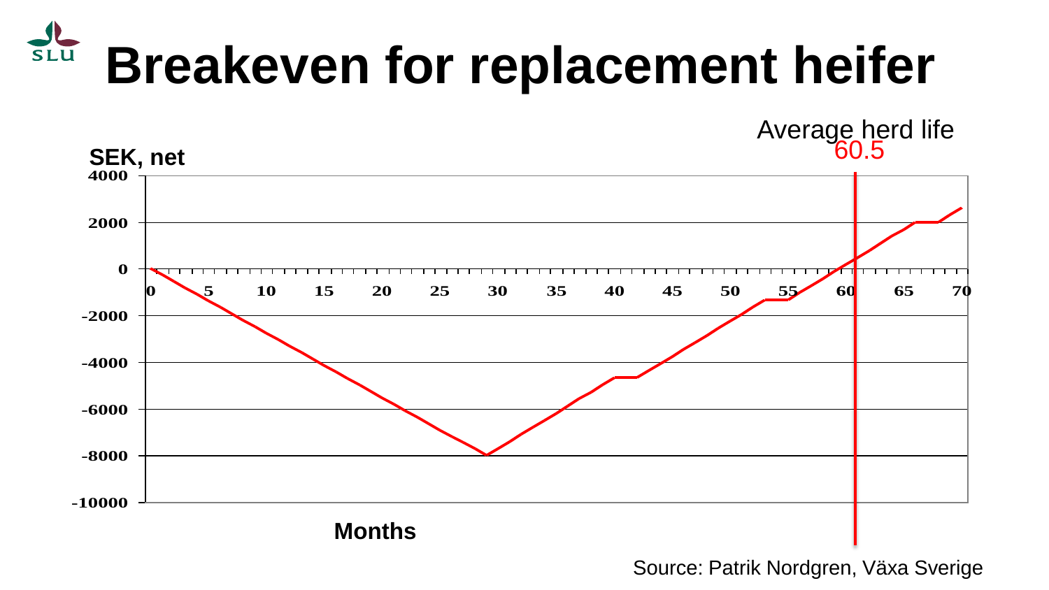# Breakeven for replacement heifer

SEK, net

4000
2000
0
-2000
-4000
-6000
-8000
-10000

0 5 10 15 20 25 30 35 40 45 50 55 60 65 70

Months

Average herd life
60.5

Source: Patrik Nordgren, Växa Sverige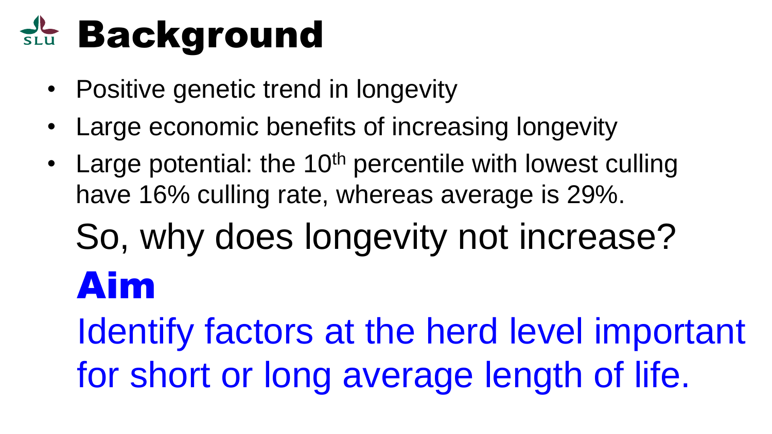# Background

- Positive genetic trend in longevity
- Large economic benefits of increasing longevity
- Large potential: the 10th percentile with lowest culling have 16% culling rate, whereas average is 29%.

So, why does longevity not increase?

# Aim

Identify factors at the herd level important for short or long average length of life.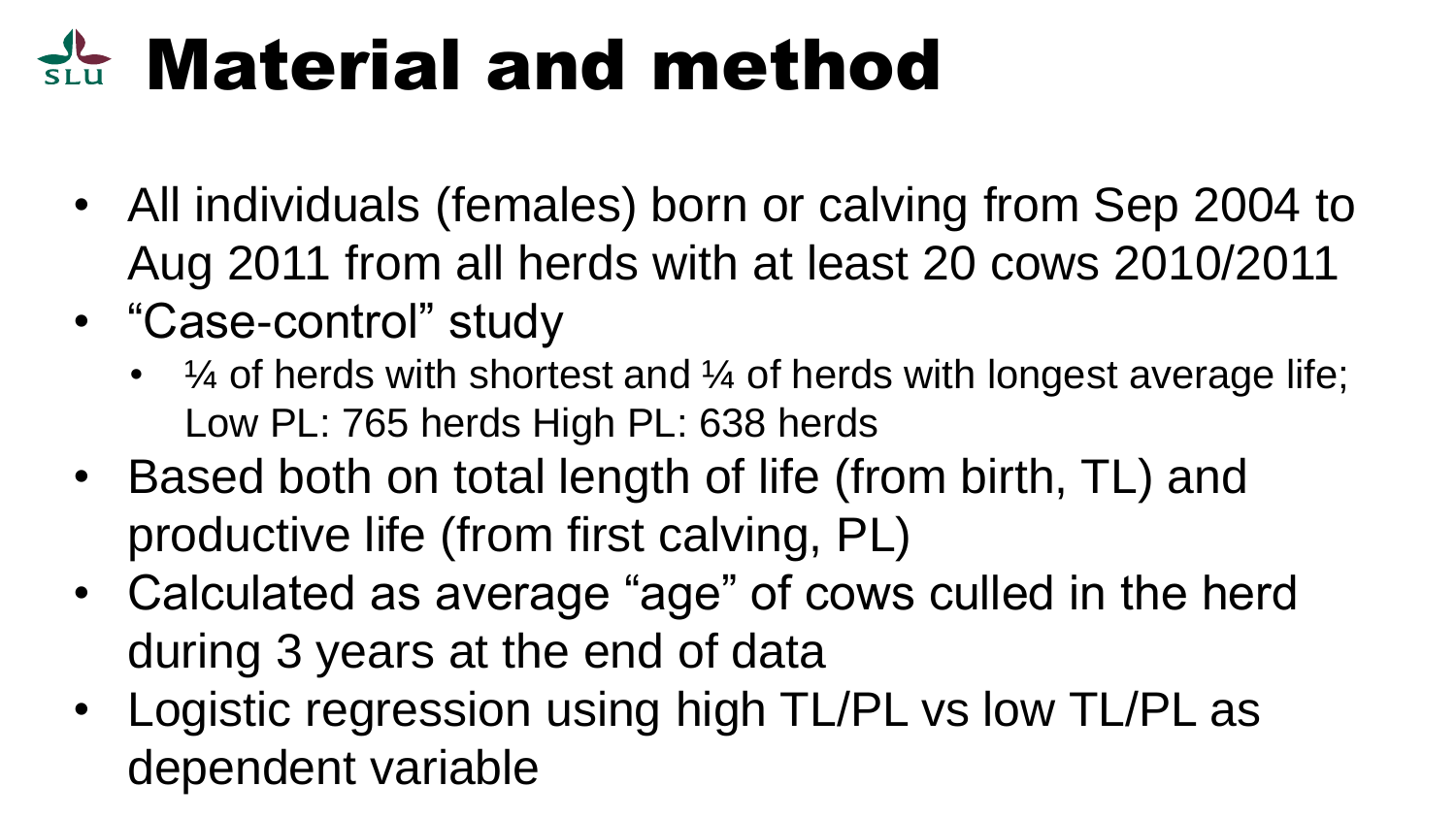# Material and method

- All individuals (females) born or calving from Sep 2004 to Aug 2011 from all herds with at least 20 cows 2010/2011
- "Case-control" study
  - ¼ of herds with shortest and ¼ of herds with longest average life; Low PL: 765 herds High PL: 638 herds
- Based both on total length of life (from birth, TL) and productive life (from first calving, PL)
- Calculated as average "age" of cows culled in the herd during 3 years at the end of data
- Logistic regression using high TL/PL vs low TL/PL as dependent variable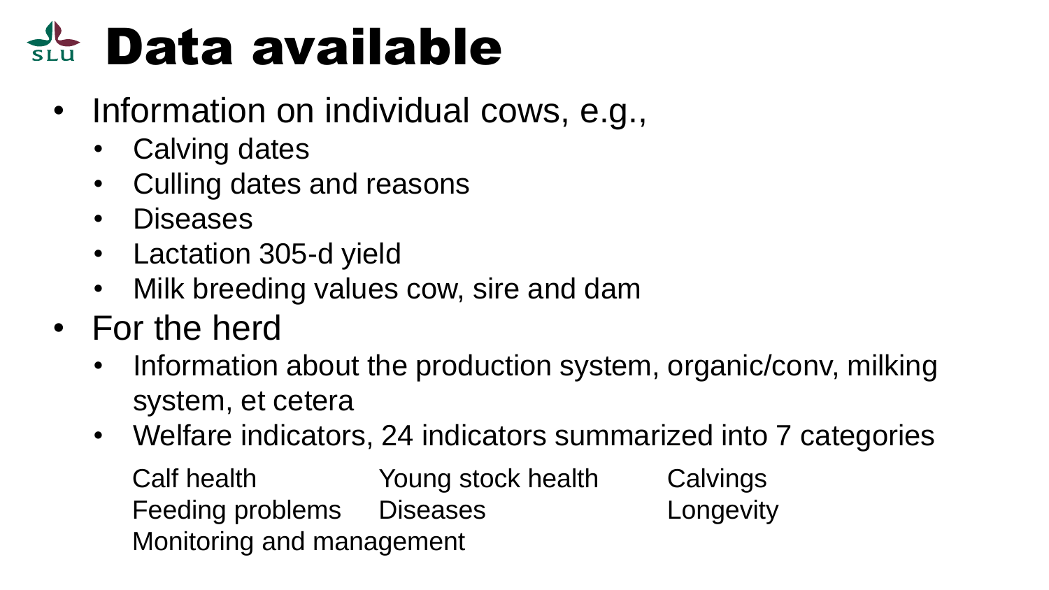# Data available

- Information on individual cows, e.g.,
  - Calving dates
  - Culling dates and reasons
  - Diseases
  - Lactation 305-d yield
  - Milk breeding values cow, sire and dam
- For the herd
  - Information about the production system, organic/conv, milking system, et cetera
  - Welfare indicators, 24 indicators summarized into 7 categories

    Calf health
    Young stock health
    Calvings
    Feeding problems
    Diseases
    Longevity
    Monitoring and management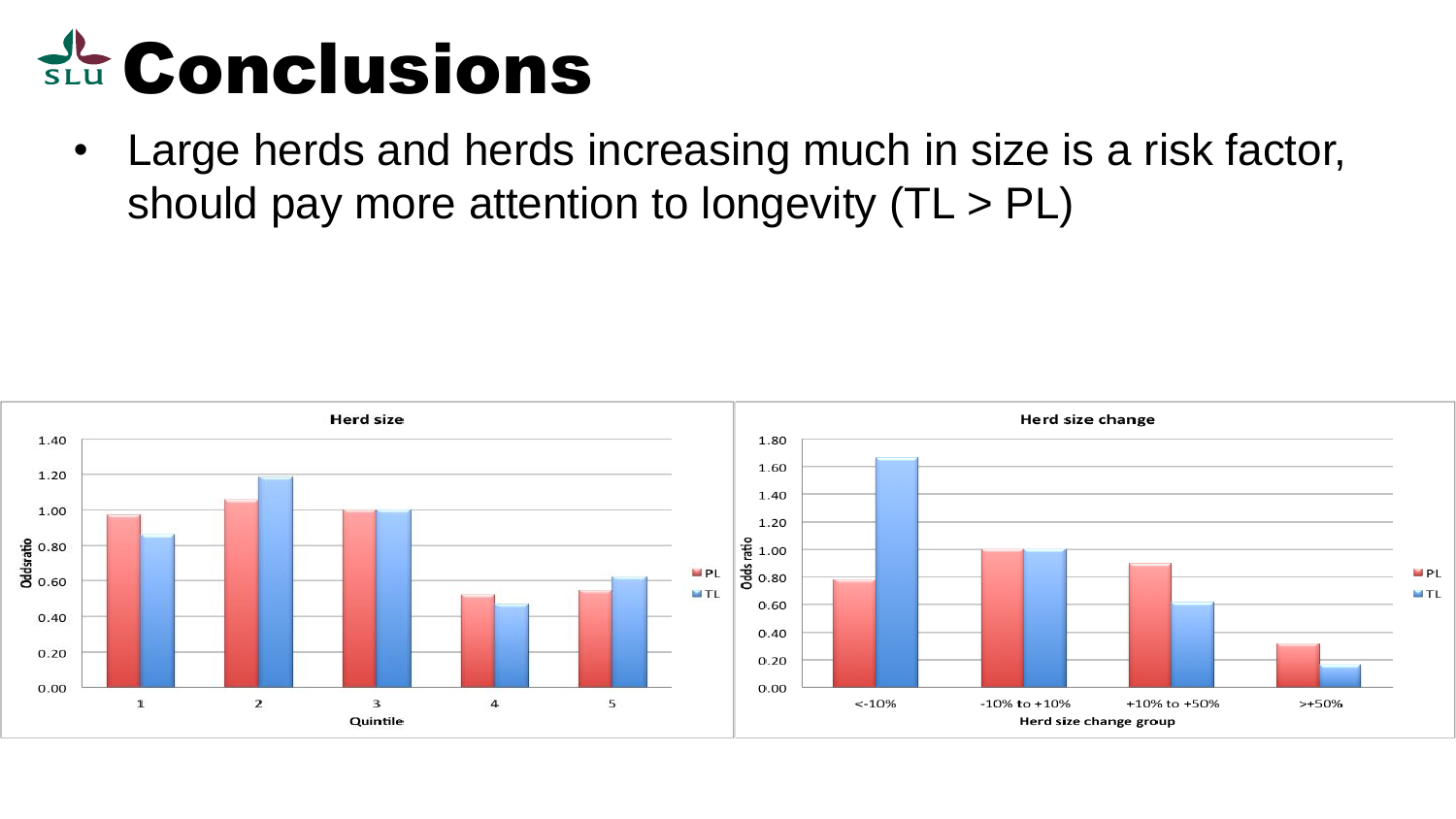# Conclusions

- Large herds and herds increasing much in size is a risk factor, should pay more attention to longevity (TL > PL)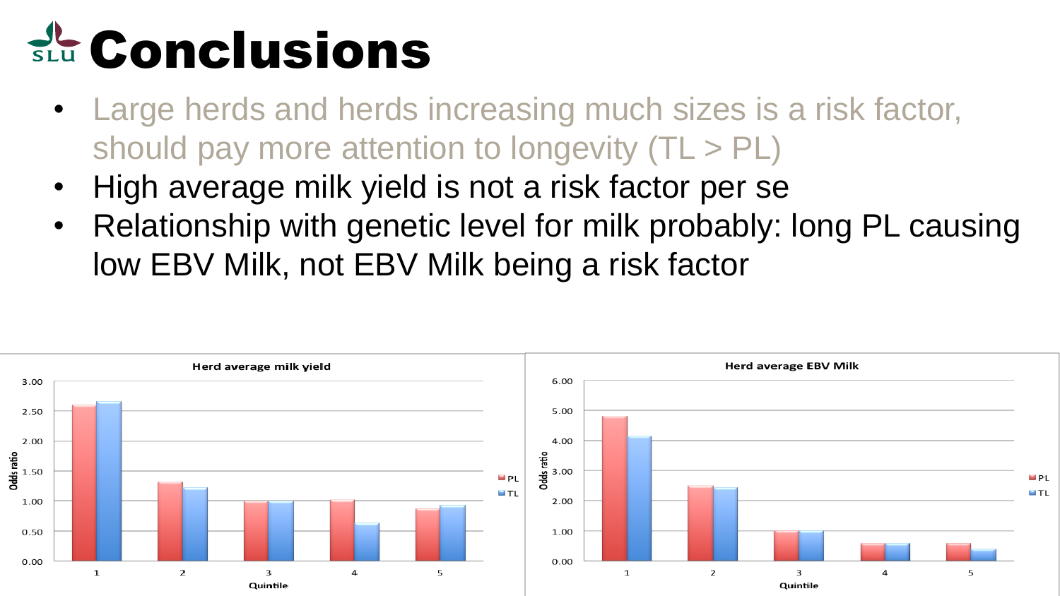# Conclusions

- Large herds and herds increasing much sizes is a risk factor, should pay more attention to longevity (TL > PL)
- High average milk yield is not a risk factor per se
- Relationship with genetic level for milk probably: long PL causing low EBV Milk, not EBV Milk being a risk factor

**Herd average milk yield**

| Quintile | PL | TL |
|---|---|---|
| 1 | 2.60 | 2.66 |
| 2 | 1.32 | 1.22 |
| 3 | 1.00 | 1.00 |
| 4 | 1.01 | 0.63 |
| 5 | 0.87 | 0.93 |

Odds ratio

**Herd average EBV Milk**

| Quintile | PL | TL |
|---|---|---|
| 1 | 4.82 | 4.15 |
| 2 | 2.50 | 2.45 |
| 3 | 1.00 | 1.00 |
| 4 | 0.60 | 0.60 |
| 5 | 0.60 | 0.40 |

Odds ratio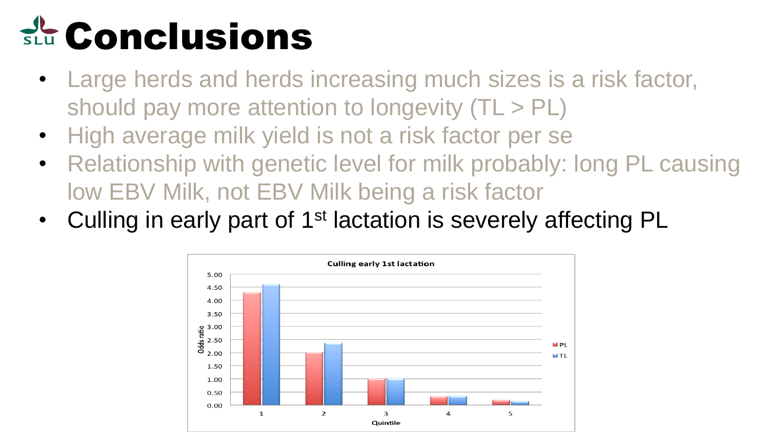# Conclusions

- Large herds and herds increasing much sizes is a risk factor, should pay more attention to longevity (TL > PL)
- High average milk yield is not a risk factor per se
- Relationship with genetic level for milk probably: long PL causing low EBV Milk, not EBV Milk being a risk factor
- Culling in early part of 1st lactation is severely affecting PL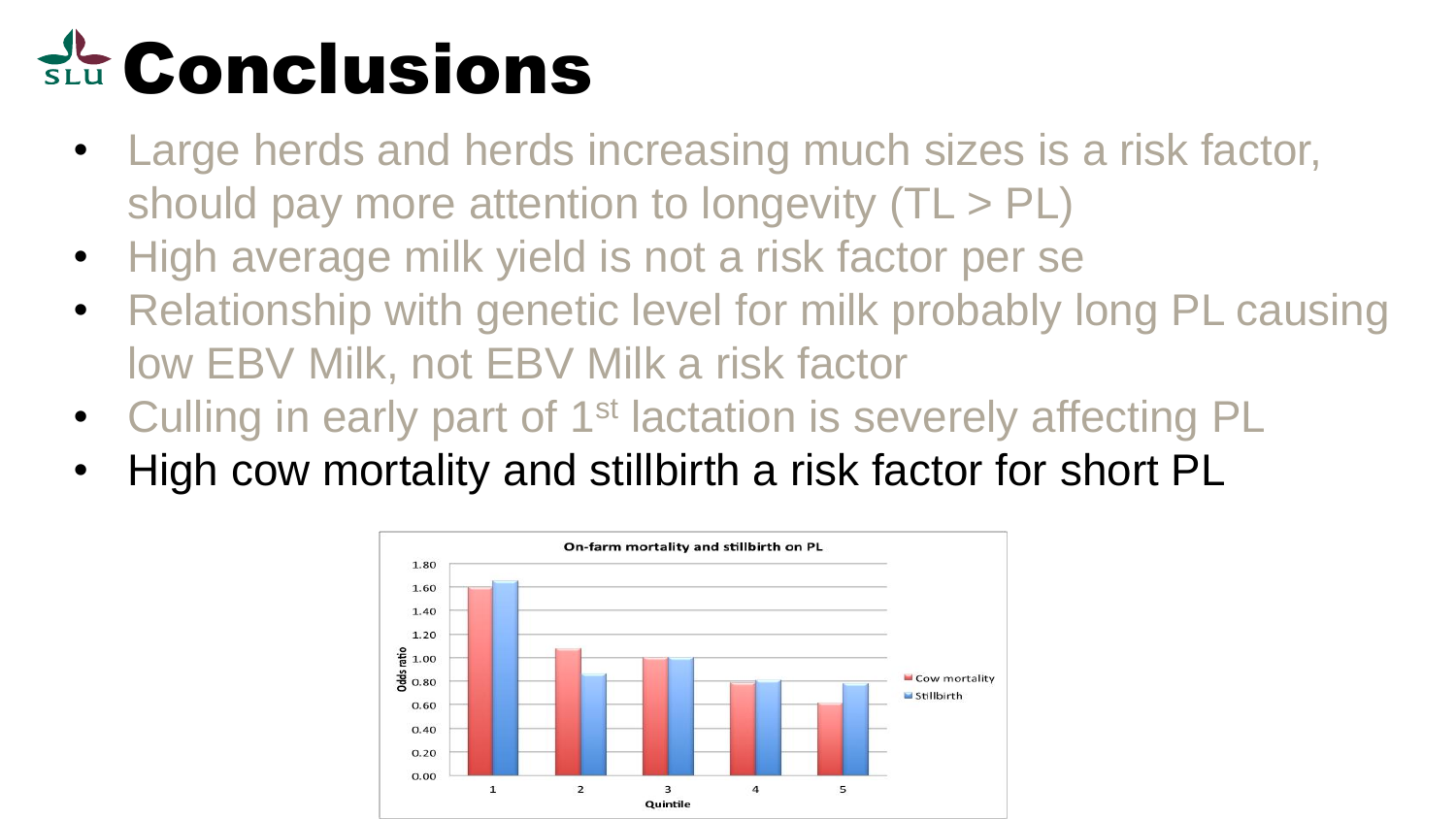# Conclusions

- Large herds and herds increasing much sizes is a risk factor, should pay more attention to longevity (TL > PL)
- High average milk yield is not a risk factor per se
- Relationship with genetic level for milk probably long PL causing low EBV Milk, not EBV Milk a risk factor
- Culling in early part of 1st lactation is severely affecting PL
- High cow mortality and stillbirth a risk factor for short PL

**On-farm mortality and stillbirth on PL**

| Quintile | Cow mortality (Odds ratio) | Stillbirth (Odds ratio) |
|---|---|---|
| 1 | 1.60 | 1.65 |
| 2 | 1.08 | 0.87 |
| 3 | 1.00 | 1.00 |
| 4 | 0.79 | 0.81 |
| 5 | 0.61 | 0.78 |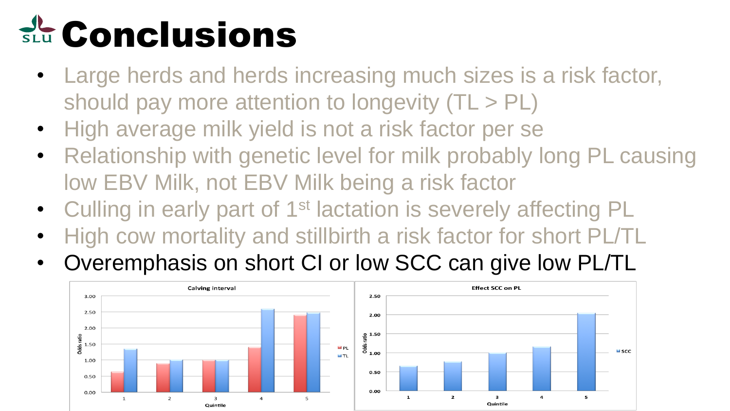# Conclusions

- Large herds and herds increasing much sizes is a risk factor, should pay more attention to longevity (TL > PL)
- High average milk yield is not a risk factor per se
- Relationship with genetic level for milk probably long PL causing low EBV Milk, not EBV Milk being a risk factor
- Culling in early part of 1st lactation is severely affecting PL
- High cow mortality and stillbirth a risk factor for short PL/TL
- Overemphasis on short CI or low SCC can give low PL/TL

**Calving interval**

| Quintile | PL (Odds ratio) | TL (Odds ratio) |
|---|---|---|
| 1 | 0.63 | 1.35 |
| 2 | 0.90 | 1.00 |
| 3 | 1.00 | 1.00 |
| 4 | 1.40 | 2.60 |
| 5 | 2.40 | 2.48 |

**Effect SCC on PL**

| Quintile | SCC (Odds ratio) |
|---|---|
| 1 | 0.65 |
| 2 | 0.77 |
| 3 | 1.00 |
| 4 | 1.15 |
| 5 | 2.05 |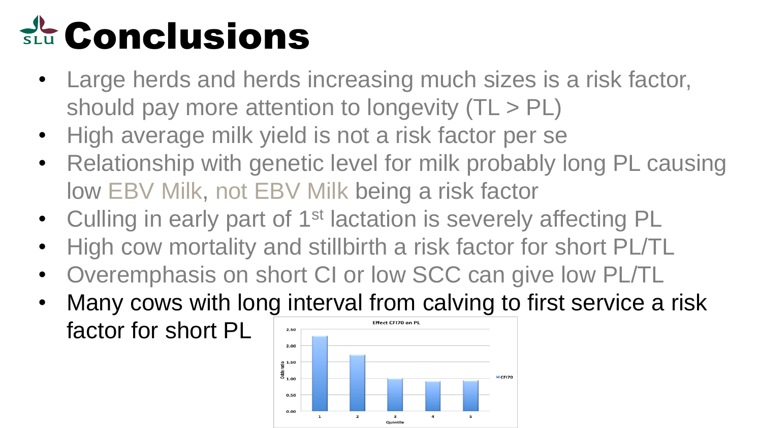# Conclusions

- Large herds and herds increasing much sizes is a risk factor, should pay more attention to longevity (TL > PL)
- High average milk yield is not a risk factor per se
- Relationship with genetic level for milk probably long PL causing low EBV Milk, not EBV Milk being a risk factor
- Culling in early part of 1st lactation is severely affecting PL
- High cow mortality and stillbirth a risk factor for short PL/TL
- Overemphasis on short CI or low SCC can give low PL/TL
- Many cows with long interval from calving to first service a risk factor for short PL

Effect CFI70 on PL

| Quintile | CFI70 (Odds ratio) |
| --- | --- |
| 1 | ~2.30 |
| 2 | ~1.70 |
| 3 | ~1.00 |
| 4 | ~0.90 |
| 5 | ~0.93 |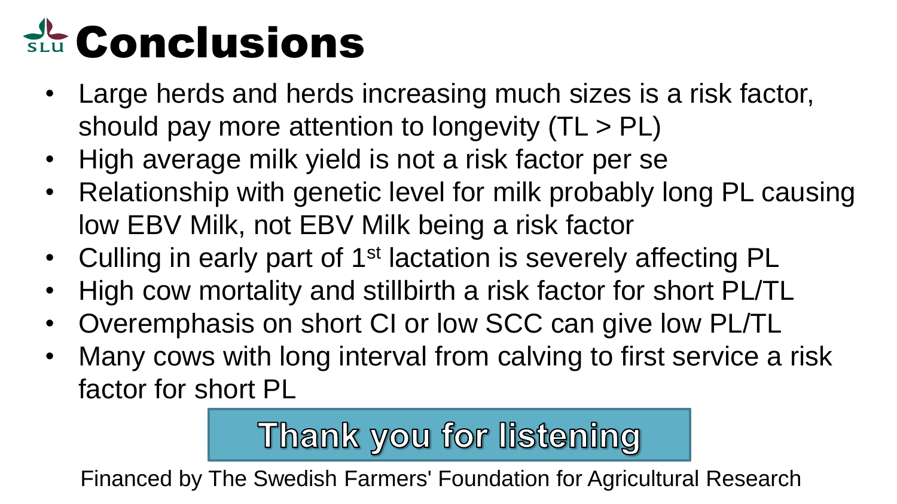# Conclusions

- Large herds and herds increasing much sizes is a risk factor, should pay more attention to longevity (TL > PL)
- High average milk yield is not a risk factor per se
- Relationship with genetic level for milk probably long PL causing low EBV Milk, not EBV Milk being a risk factor
- Culling in early part of 1st lactation is severely affecting PL
- High cow mortality and stillbirth a risk factor for short PL/TL
- Overemphasis on short CI or low SCC can give low PL/TL
- Many cows with long interval from calving to first service a risk factor for short PL

**Thank you for listening**

Financed by The Swedish Farmers' Foundation for Agricultural Research